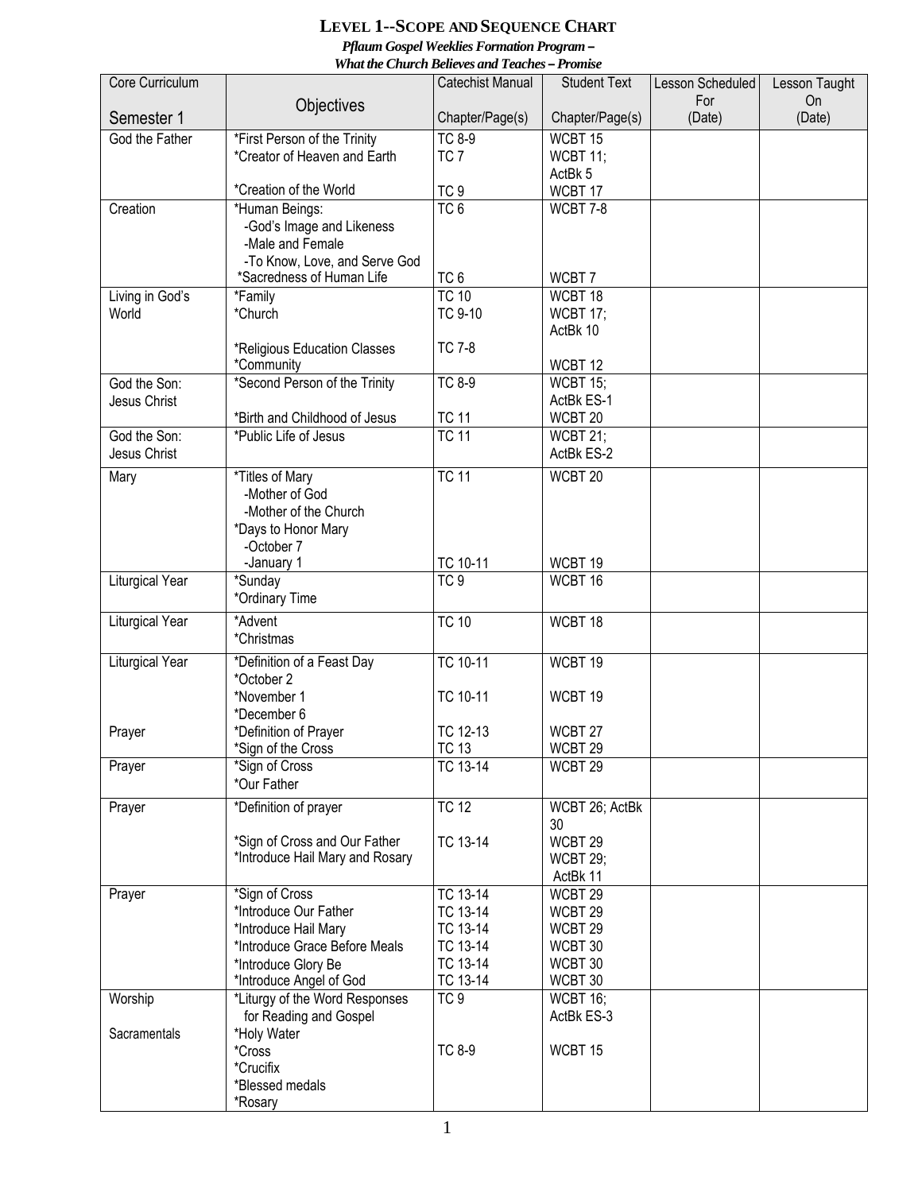# LEVEL 1--SCOPE AND SEQUENCE CHART

***Pflaum Gospel Weeklies Formation Program –***
***What the Church Believes and Teaches – Promise***

| Core Curriculum<br><br>Semester 1 | Objectives | Catechist Manual<br><br>Chapter/Page(s) | Student Text<br><br>Chapter/Page(s) | Lesson Scheduled For (Date) | Lesson Taught On (Date) |
|---|---|---|---|---|---|
| God the Father | *First Person of the Trinity<br>*Creator of Heaven and Earth<br><br>*Creation of the World | TC 8-9<br>TC 7<br><br>TC 9 | WCBT 15<br>WCBT 11; ActBk 5<br>WCBT 17 | | |
| Creation | *Human Beings:<br>-God's Image and Likeness<br>-Male and Female<br>-To Know, Love, and Serve God<br>*Sacredness of Human Life | TC 6<br><br><br><br>TC 6 | WCBT 7-8<br><br><br><br>WCBT 7 | | |
| Living in God's World | *Family<br>*Church<br><br>*Religious Education Classes<br>*Community | TC 10<br>TC 9-10<br><br>TC 7-8 | WCBT 18<br>WCBT 17; ActBk 10<br><br>WCBT 12 | | |
| God the Son: Jesus Christ | *Second Person of the Trinity<br><br>*Birth and Childhood of Jesus | TC 8-9<br><br>TC 11 | WCBT 15; ActBk ES-1<br>WCBT 20 | | |
| God the Son: Jesus Christ | *Public Life of Jesus | TC 11 | WCBT 21; ActBk ES-2 | | |
| Mary | *Titles of Mary<br>-Mother of God<br>-Mother of the Church<br>*Days to Honor Mary<br>-October 7<br>-January 1 | TC 11<br><br><br><br><br>TC 10-11 | WCBT 20<br><br><br><br><br>WCBT 19 | | |
| Liturgical Year | *Sunday<br>*Ordinary Time | TC 9 | WCBT 16 | | |
| Liturgical Year | *Advent<br>*Christmas | TC 10 | WCBT 18 | | |
| Liturgical Year<br><br><br><br>Prayer | *Definition of a Feast Day<br>*October 2<br>*November 1<br>*December 6<br>*Definition of Prayer<br>*Sign of the Cross | TC 10-11<br><br>TC 10-11<br><br>TC 12-13<br>TC 13 | WCBT 19<br><br>WCBT 19<br><br>WCBT 27<br>WCBT 29 | | |
| Prayer | *Sign of Cross<br>*Our Father | TC 13-14 | WCBT 29 | | |
| Prayer | *Definition of prayer<br><br>*Sign of Cross and Our Father<br>*Introduce Hail Mary and Rosary | TC 12<br><br>TC 13-14 | WCBT 26; ActBk 30<br>WCBT 29<br>WCBT 29; ActBk 11 | | |
| Prayer | *Sign of Cross<br>*Introduce Our Father<br>*Introduce Hail Mary<br>*Introduce Grace Before Meals<br>*Introduce Glory Be<br>*Introduce Angel of God | TC 13-14<br>TC 13-14<br>TC 13-14<br>TC 13-14<br>TC 13-14<br>TC 13-14 | WCBT 29<br>WCBT 29<br>WCBT 29<br>WCBT 30<br>WCBT 30<br>WCBT 30 | | |
| Worship<br><br>Sacramentals | *Liturgy of the Word Responses for Reading and Gospel<br>*Holy Water<br>*Cross<br>*Crucifix<br>*Blessed medals<br>*Rosary | TC 9<br><br><br>TC 8-9 | WCBT 16; ActBk ES-3<br><br>WCBT 15 | | |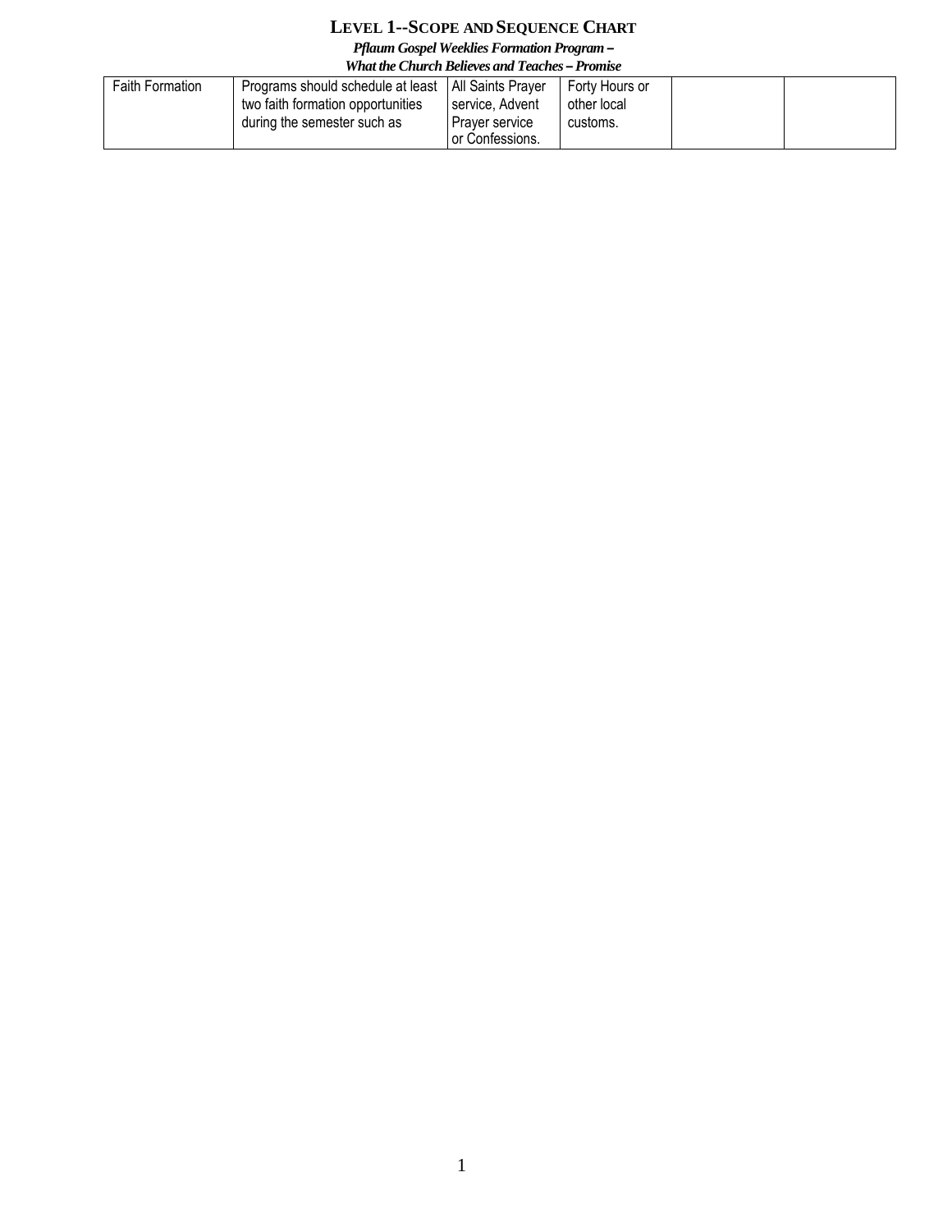**LEVEL 1--SCOPE AND SEQUENCE CHART**

***Pflaum Gospel Weeklies Formation Program –***

***What the Church Believes and Teaches – Promise***

| | | | | | |
|---|---|---|---|---|---|
| Faith Formation | Programs should schedule at least two faith formation opportunities during the semester such as | All Saints Prayer service, Advent Prayer service or Confessions. | Forty Hours or other local customs. | | |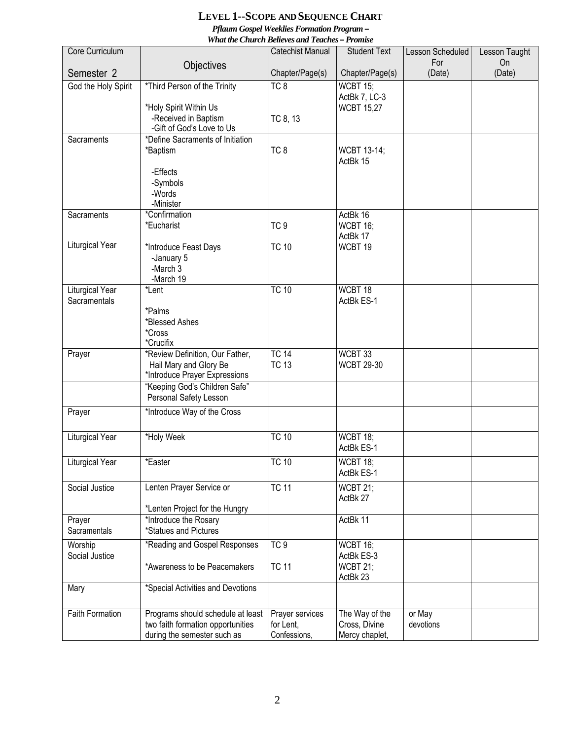# LEVEL 1--SCOPE AND SEQUENCE CHART

***Pflaum Gospel Weeklies Formation Program –***
***What the Church Believes and Teaches – Promise***

| Core Curriculum<br><br>Semester 2 | Objectives | Catechist Manual<br><br>Chapter/Page(s) | Student Text<br><br>Chapter/Page(s) | Lesson Scheduled For (Date) | Lesson Taught On (Date) |
|---|---|---|---|---|---|
| God the Holy Spirit | *Third Person of the Trinity<br><br>*Holy Spirit Within Us<br>-Received in Baptism<br>-Gift of God's Love to Us | TC 8<br><br><br>TC 8, 13 | WCBT 15;<br>ActBk 7, LC-3<br>WCBT 15,27 | | |
| Sacraments | *Define Sacraments of Initiation<br>*Baptism<br><br>-Effects<br>-Symbols<br>-Words<br>-Minister | TC 8 | WCBT 13-14;<br>ActBk 15 | | |
| Sacraments<br><br>Liturgical Year | *Confirmation<br>*Eucharist<br><br>*Introduce Feast Days<br>-January 5<br>-March 3<br>-March 19 | TC 9<br><br>TC 10 | ActBk 16<br>WCBT 16;<br>ActBk 17<br>WCBT 19 | | |
| Liturgical Year<br>Sacramentals | *Lent<br><br>*Palms<br>*Blessed Ashes<br>*Cross<br>*Crucifix | TC 10 | WCBT 18<br>ActBk ES-1 | | |
| Prayer | *Review Definition, Our Father, Hail Mary and Glory Be<br>*Introduce Prayer Expressions | TC 14<br>TC 13 | WCBT 33<br>WCBT 29-30 | | |
| | "Keeping God's Children Safe" Personal Safety Lesson | | | | |
| Prayer | *Introduce Way of the Cross | | | | |
| Liturgical Year | *Holy Week | TC 10 | WCBT 18;<br>ActBk ES-1 | | |
| Liturgical Year | *Easter | TC 10 | WCBT 18;<br>ActBk ES-1 | | |
| Social Justice | Lenten Prayer Service or<br><br>*Lenten Project for the Hungry | TC 11 | WCBT 21;<br>ActBk 27 | | |
| Prayer<br>Sacramentals | *Introduce the Rosary<br>*Statues and Pictures | | ActBk 11 | | |
| Worship<br>Social Justice | *Reading and Gospel Responses<br><br>*Awareness to be Peacemakers | TC 9<br><br>TC 11 | WCBT 16;<br>ActBk ES-3<br>WCBT 21;<br>ActBk 23 | | |
| Mary | *Special Activities and Devotions | | | | |
| Faith Formation | Programs should schedule at least two faith formation opportunities during the semester such as | Prayer services for Lent, Confessions, | The Way of the Cross, Divine Mercy chaplet, | or May devotions | |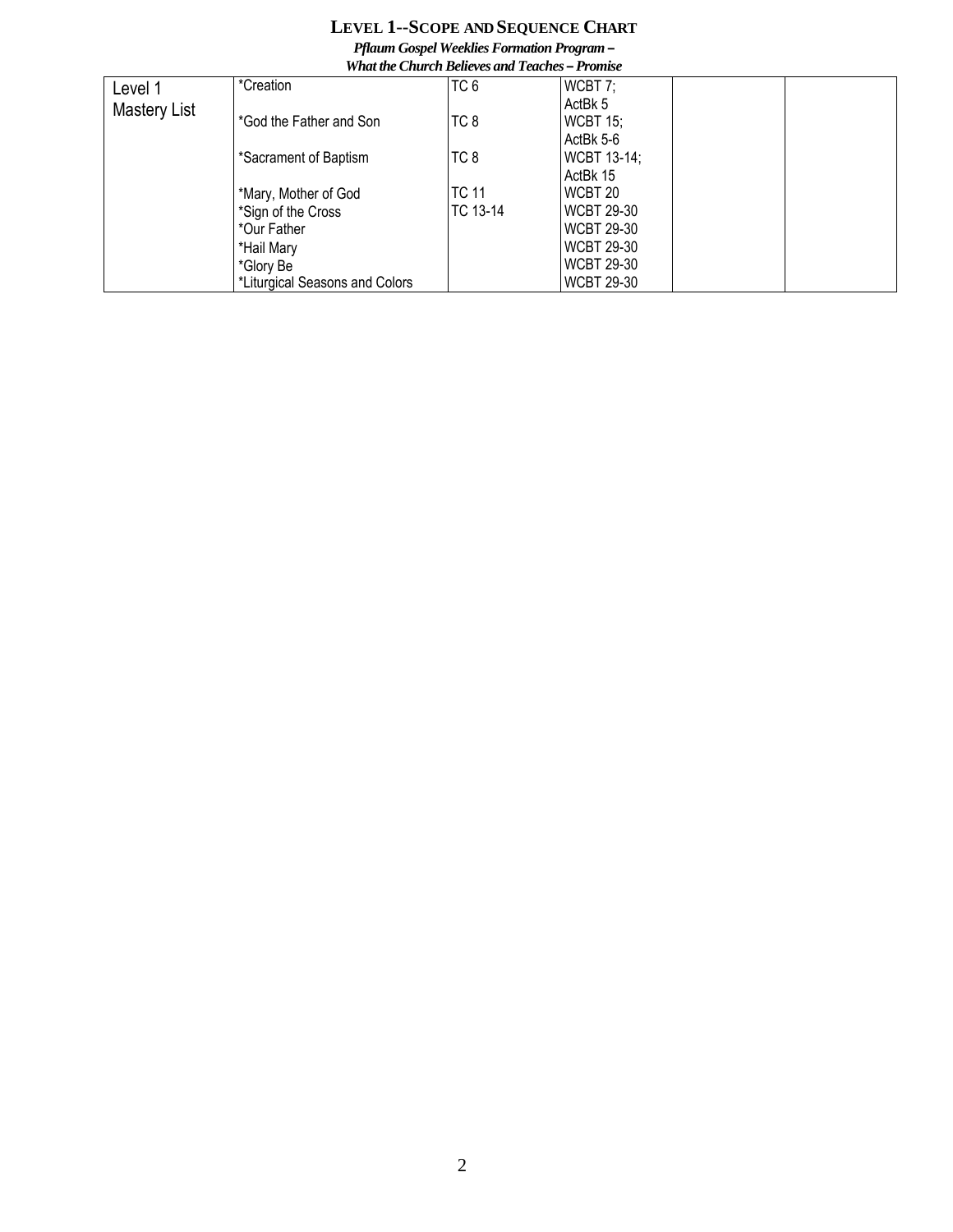# LEVEL 1--SCOPE AND SEQUENCE CHART

***Pflaum Gospel Weeklies Formation Program –***
***What the Church Believes and Teaches – Promise***

| | | | | | |
|---|---|---|---|---|---|
| Level 1 Mastery List | *Creation | TC 6 | WCBT 7; ActBk 5 | | |
| | *God the Father and Son | TC 8 | WCBT 15; ActBk 5-6 | | |
| | *Sacrament of Baptism | TC 8 | WCBT 13-14; ActBk 15 | | |
| | *Mary, Mother of God | TC 11 | WCBT 20 | | |
| | *Sign of the Cross | TC 13-14 | WCBT 29-30 | | |
| | *Our Father | | WCBT 29-30 | | |
| | *Hail Mary | | WCBT 29-30 | | |
| | *Glory Be | | WCBT 29-30 | | |
| | *Liturgical Seasons and Colors | | WCBT 29-30 | | |